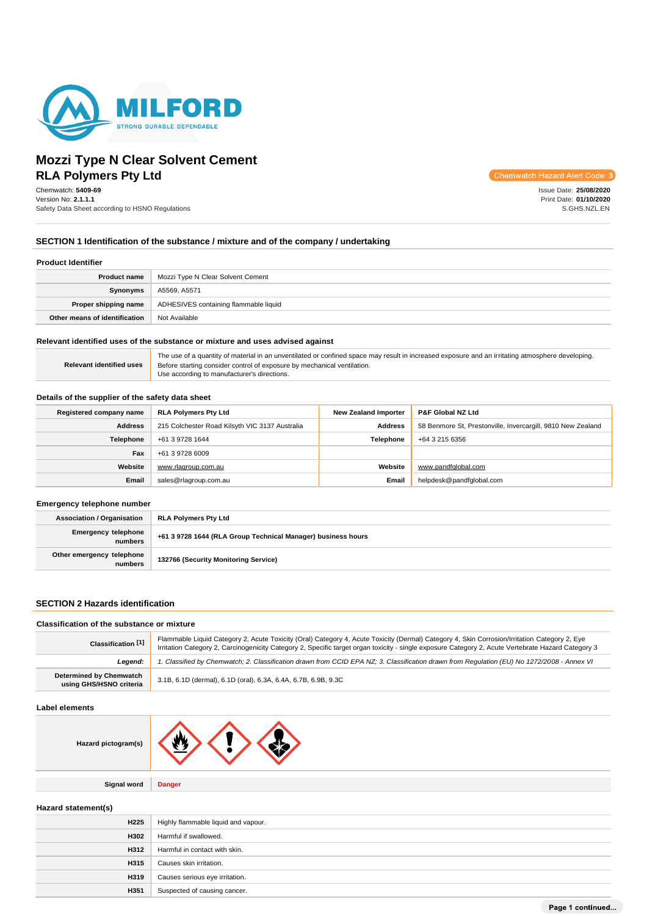MILFORD
STRONG DURABLE DEPENDABLE

# Mozzi Type N Clear Solvent Cement
## RLA Polymers Pty Ltd

Chemwatch Hazard Alert Code: 3

Chemwatch: **5409-69**
Version No: **2.1.1.1**
Safety Data Sheet according to HSNO Regulations

Issue Date: **25/08/2020**
Print Date: **01/10/2020**
S.GHS.NZL.EN

## SECTION 1 Identification of the substance / mixture and of the company / undertaking

### Product Identifier

| | |
|---|---|
| **Product name** | Mozzi Type N Clear Solvent Cement |
| **Synonyms** | A5569, A5571 |
| **Proper shipping name** | ADHESIVES containing flammable liquid |
| **Other means of identification** | Not Available |

### Relevant identified uses of the substance or mixture and uses advised against

| | |
|---|---|
| **Relevant identified uses** | The use of a quantity of material in an unventilated or confined space may result in increased exposure and an irritating atmosphere developing. Before starting consider control of exposure by mechanical ventilation.<br>Use according to manufacturer's directions. |

### Details of the supplier of the safety data sheet

| **Registered company name** | **RLA Polymers Pty Ltd** | **New Zealand Importer** | **P&F Global NZ Ltd** |
|---|---|---|---|
| **Address** | 215 Colchester Road Kilsyth VIC 3137 Australia | **Address** | 58 Benmore St, Prestonville, Invercargill, 9810 New Zealand |
| **Telephone** | +61 3 9728 1644 | **Telephone** | +64 3 215 6356 |
| **Fax** | +61 3 9728 6009 | | |
| **Website** | www.rlagroup.com.au | **Website** | www.pandfglobal.com |
| **Email** | sales@rlagroup.com.au | **Email** | helpdesk@pandfglobal.com |

### Emergency telephone number

| | |
|---|---|
| **Association / Organisation** | **RLA Polymers Pty Ltd** |
| **Emergency telephone numbers** | **+61 3 9728 1644 (RLA Group Technical Manager) business hours** |
| **Other emergency telephone numbers** | **132766 (Security Monitoring Service)** |

## SECTION 2 Hazards identification

### Classification of the substance or mixture

| | |
|---|---|
| **Classification [1]** | Flammable Liquid Category 2, Acute Toxicity (Oral) Category 4, Acute Toxicity (Dermal) Category 4, Skin Corrosion/Irritation Category 2, Eye Irritation Category 2, Carcinogenicity Category 2, Specific target organ toxicity - single exposure Category 2, Acute Vertebrate Hazard Category 3 |
| ***Legend:*** | *1. Classified by Chemwatch; 2. Classification drawn from CCID EPA NZ; 3. Classification drawn from Regulation (EU) No 1272/2008 - Annex VI* |
| **Determined by Chemwatch using GHS/HSNO criteria** | 3.1B, 6.1D (dermal), 6.1D (oral), 6.3A, 6.4A, 6.7B, 6.9B, 9.3C |

### Label elements

| | |
|---|---|
| **Hazard pictogram(s)** | |
| **Signal word** | **Danger** |

### Hazard statement(s)

| | |
|---|---|
| **H225** | Highly flammable liquid and vapour. |
| **H302** | Harmful if swallowed. |
| **H312** | Harmful in contact with skin. |
| **H315** | Causes skin irritation. |
| **H319** | Causes serious eye irritation. |
| **H351** | Suspected of causing cancer. |

Page 1 continued...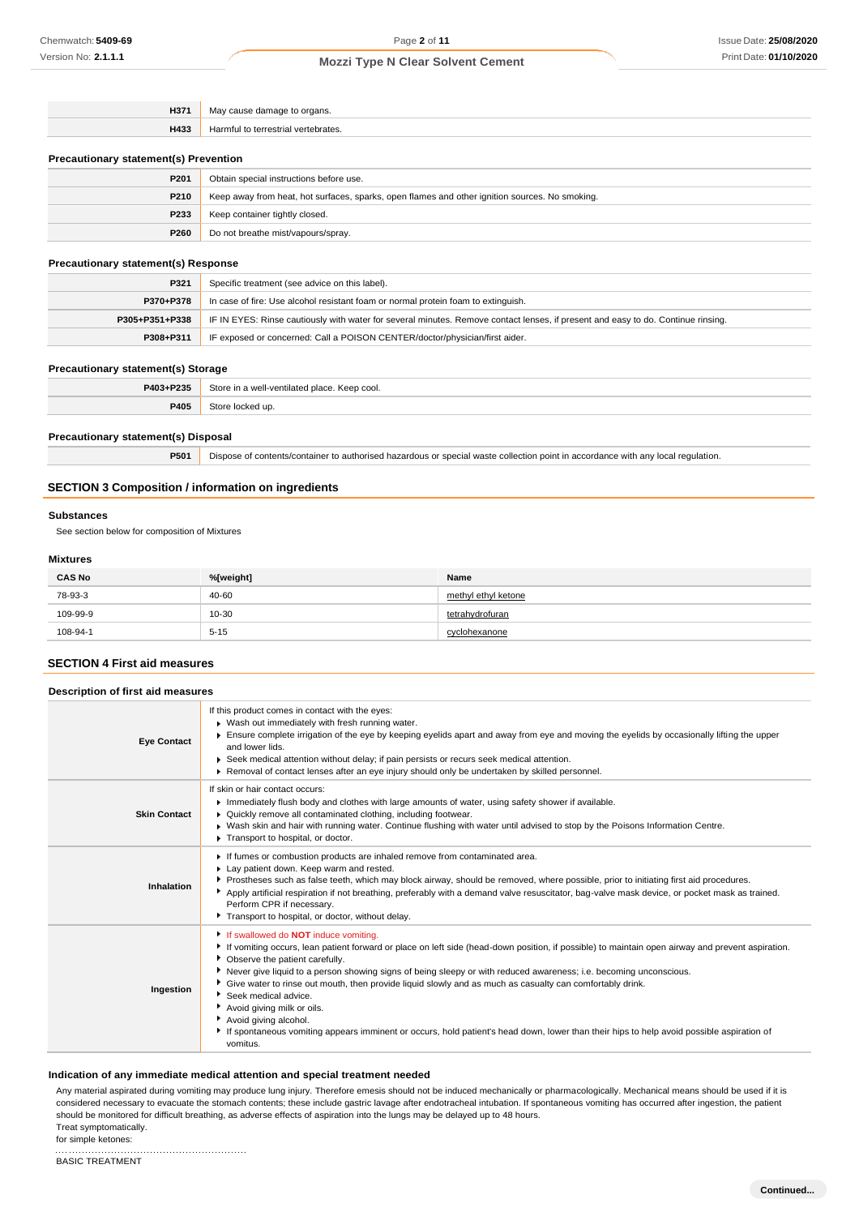| | |
|---|---|
| H371 | May cause damage to organs. |
| H433 | Harmful to terrestrial vertebrates. |

### Precautionary statement(s) Prevention

| | |
|---|---|
| P201 | Obtain special instructions before use. |
| P210 | Keep away from heat, hot surfaces, sparks, open flames and other ignition sources. No smoking. |
| P233 | Keep container tightly closed. |
| P260 | Do not breathe mist/vapours/spray. |

### Precautionary statement(s) Response

| | |
|---|---|
| P321 | Specific treatment (see advice on this label). |
| P370+P378 | In case of fire: Use alcohol resistant foam or normal protein foam to extinguish. |
| P305+P351+P338 | IF IN EYES: Rinse cautiously with water for several minutes. Remove contact lenses, if present and easy to do. Continue rinsing. |
| P308+P311 | IF exposed or concerned: Call a POISON CENTER/doctor/physician/first aider. |

### Precautionary statement(s) Storage

| | |
|---|---|
| P403+P235 | Store in a well-ventilated place. Keep cool. |
| P405 | Store locked up. |

### Precautionary statement(s) Disposal

| | |
|---|---|
| P501 | Dispose of contents/container to authorised hazardous or special waste collection point in accordance with any local regulation. |

## SECTION 3 Composition / information on ingredients

### Substances

See section below for composition of Mixtures

### Mixtures

| CAS No | %[weight] | Name |
|---|---|---|
| 78-93-3 | 40-60 | methyl ethyl ketone |
| 109-99-9 | 10-30 | tetrahydrofuran |
| 108-94-1 | 5-15 | cyclohexanone |

## SECTION 4 First aid measures

### Description of first aid measures

| | |
|---|---|
| Eye Contact | If this product comes in contact with the eyes: <br> - Wash out immediately with fresh running water. <br> - Ensure complete irrigation of the eye by keeping eyelids apart and away from eye and moving the eyelids by occasionally lifting the upper and lower lids. <br> - Seek medical attention without delay; if pain persists or recurs seek medical attention. <br> - Removal of contact lenses after an eye injury should only be undertaken by skilled personnel. |
| Skin Contact | If skin or hair contact occurs: <br> - Immediately flush body and clothes with large amounts of water, using safety shower if available. <br> - Quickly remove all contaminated clothing, including footwear. <br> - Wash skin and hair with running water. Continue flushing with water until advised to stop by the Poisons Information Centre. <br> - Transport to hospital, or doctor. |
| Inhalation | - If fumes or combustion products are inhaled remove from contaminated area. <br> - Lay patient down. Keep warm and rested. <br> - Prostheses such as false teeth, which may block airway, should be removed, where possible, prior to initiating first aid procedures. <br> - Apply artificial respiration if not breathing, preferably with a demand valve resuscitator, bag-valve mask device, or pocket mask as trained. Perform CPR if necessary. <br> - Transport to hospital, or doctor, without delay. |
| Ingestion | - If swallowed do **NOT** induce vomiting. <br> - If vomiting occurs, lean patient forward or place on left side (head-down position, if possible) to maintain open airway and prevent aspiration. <br> - Observe the patient carefully. <br> - Never give liquid to a person showing signs of being sleepy or with reduced awareness; i.e. becoming unconscious. <br> - Give water to rinse out mouth, then provide liquid slowly and as much as casualty can comfortably drink. <br> - Seek medical advice. <br> - Avoid giving milk or oils. <br> - Avoid giving alcohol. <br> - If spontaneous vomiting appears imminent or occurs, hold patient's head down, lower than their hips to help avoid possible aspiration of vomitus. |

### Indication of any immediate medical attention and special treatment needed

Any material aspirated during vomiting may produce lung injury. Therefore emesis should not be induced mechanically or pharmacologically. Mechanical means should be used if it is considered necessary to evacuate the stomach contents; these include gastric lavage after endotracheal intubation. If spontaneous vomiting has occurred after ingestion, the patient should be monitored for difficult breathing, as adverse effects of aspiration into the lungs may be delayed up to 48 hours.

Treat symptomatically.

for simple ketones:

--------------------------------------------------------

BASIC TREATMENT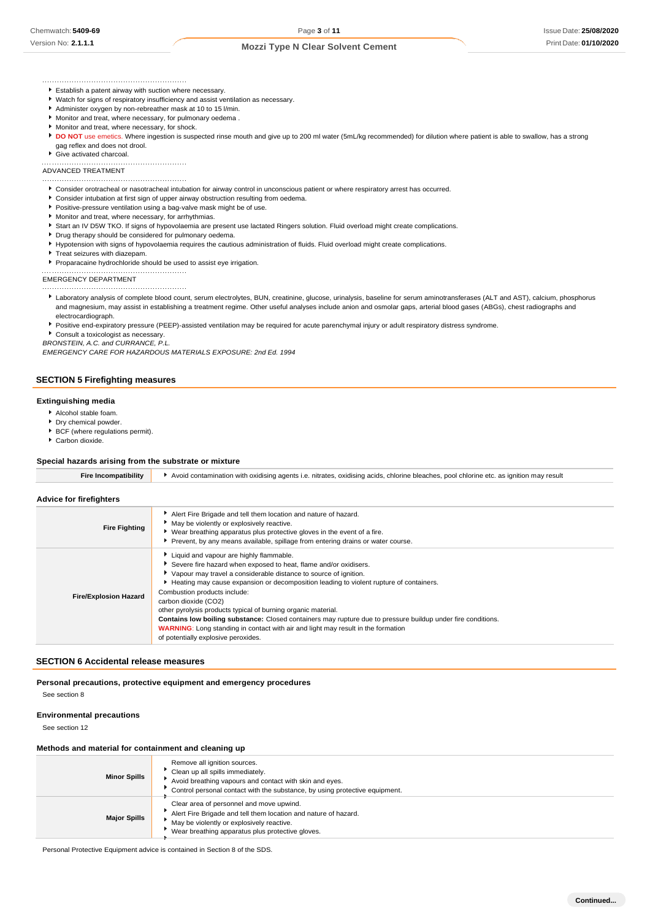- Establish a patent airway with suction where necessary.
- Watch for signs of respiratory insufficiency and assist ventilation as necessary.
- Administer oxygen by non-rebreather mask at 10 to 15 l/min.
- Monitor and treat, where necessary, for pulmonary oedema .
- Monitor and treat, where necessary, for shock.
- **DO NOT** use emetics. Where ingestion is suspected rinse mouth and give up to 200 ml water (5mL/kg recommended) for dilution where patient is able to swallow, has a strong gag reflex and does not drool.
- Give activated charcoal.

ADVANCED TREATMENT

- Consider orotracheal or nasotracheal intubation for airway control in unconscious patient or where respiratory arrest has occurred.
- Consider intubation at first sign of upper airway obstruction resulting from oedema.
- Positive-pressure ventilation using a bag-valve mask might be of use.
- Monitor and treat, where necessary, for arrhythmias.
- Start an IV D5W TKO. If signs of hypovolaemia are present use lactated Ringers solution. Fluid overload might create complications.
- Drug therapy should be considered for pulmonary oedema.
- Hypotension with signs of hypovolaemia requires the cautious administration of fluids. Fluid overload might create complications.
- Treat seizures with diazepam.
- Proparacaine hydrochloride should be used to assist eye irrigation.

EMERGENCY DEPARTMENT

- Laboratory analysis of complete blood count, serum electrolytes, BUN, creatinine, glucose, urinalysis, baseline for serum aminotransferases (ALT and AST), calcium, phosphorus and magnesium, may assist in establishing a treatment regime. Other useful analyses include anion and osmolar gaps, arterial blood gases (ABGs), chest radiographs and electrocardiograph.
- Positive end-expiratory pressure (PEEP)-assisted ventilation may be required for acute parenchymal injury or adult respiratory distress syndrome.
- Consult a toxicologist as necessary.

*BRONSTEIN, A.C. and CURRANCE, P.L.*
*EMERGENCY CARE FOR HAZARDOUS MATERIALS EXPOSURE: 2nd Ed. 1994*

## SECTION 5 Firefighting measures

### Extinguishing media

- Alcohol stable foam.
- Dry chemical powder.
- BCF (where regulations permit).
- Carbon dioxide.

### Special hazards arising from the substrate or mixture

| | |
|---|---|
| **Fire Incompatibility** | Avoid contamination with oxidising agents i.e. nitrates, oxidising acids, chlorine bleaches, pool chlorine etc. as ignition may result |

### Advice for firefighters

| | |
|---|---|
| **Fire Fighting** | Alert Fire Brigade and tell them location and nature of hazard.<br>May be violently or explosively reactive.<br>Wear breathing apparatus plus protective gloves in the event of a fire.<br>Prevent, by any means available, spillage from entering drains or water course. |
| **Fire/Explosion Hazard** | Liquid and vapour are highly flammable.<br>Severe fire hazard when exposed to heat, flame and/or oxidisers.<br>Vapour may travel a considerable distance to source of ignition.<br>Heating may cause expansion or decomposition leading to violent rupture of containers.<br>Combustion products include:<br>carbon dioxide ($CO_2$)<br>other pyrolysis products typical of burning organic material.<br>**Contains low boiling substance:** Closed containers may rupture due to pressure buildup under fire conditions.<br>**WARNING**: Long standing in contact with air and light may result in the formation of potentially explosive peroxides. |

## SECTION 6 Accidental release measures

### Personal precautions, protective equipment and emergency procedures

See section 8

### Environmental precautions

See section 12

### Methods and material for containment and cleaning up

| | |
|---|---|
| **Minor Spills** | Remove all ignition sources.<br>Clean up all spills immediately.<br>Avoid breathing vapours and contact with skin and eyes.<br>Control personal contact with the substance, by using protective equipment. |
| **Major Spills** | Clear area of personnel and move upwind.<br>Alert Fire Brigade and tell them location and nature of hazard.<br>May be violently or explosively reactive.<br>Wear breathing apparatus plus protective gloves. |

Personal Protective Equipment advice is contained in Section 8 of the SDS.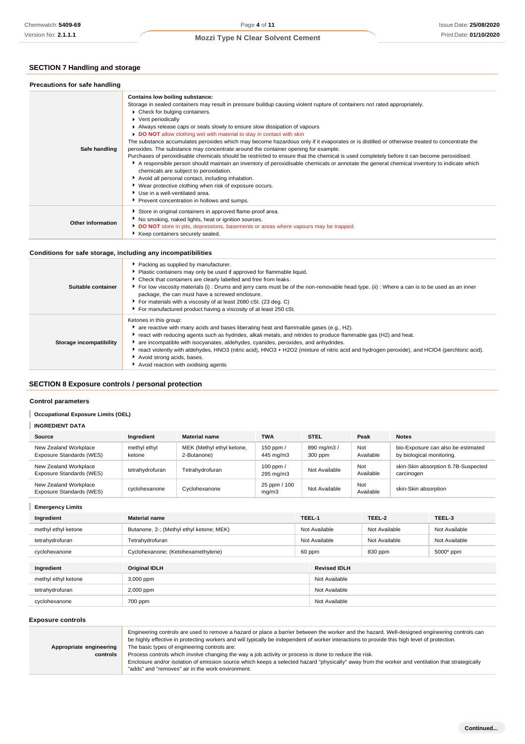## SECTION 7 Handling and storage

### Precautions for safe handling

| | |
|---|---|
| **Safe handling** | **Contains low boiling substance:**<br>Storage in sealed containers may result in pressure buildup causing violent rupture of containers not rated appropriately.<br>▸ Check for bulging containers.<br>▸ Vent periodically<br>▸ Always release caps or seals slowly to ensure slow dissipation of vapours<br>▸ **DO NOT** allow clothing wet with material to stay in contact with skin<br>The substance accumulates peroxides which may become hazardous only if it evaporates or is distilled or otherwise treated to concentrate the peroxides. The substance may concentrate around the container opening for example.<br>Purchases of peroxidisable chemicals should be restricted to ensure that the chemical is used completely before it can become peroxidised.<br>▸ A responsible person should maintain an inventory of peroxidisable chemicals or annotate the general chemical inventory to indicate which chemicals are subject to peroxidation.<br>▸ Avoid all personal contact, including inhalation.<br>▸ Wear protective clothing when risk of exposure occurs.<br>▸ Use in a well-ventilated area.<br>▸ Prevent concentration in hollows and sumps. |
| **Other information** | ▸ Store in original containers in approved flame-proof area.<br>▸ No smoking, naked lights, heat or ignition sources.<br>▸ **DO NOT** store in pits, depressions, basements or areas where vapours may be trapped.<br>▸ Keep containers securely sealed. |

### Conditions for safe storage, including any incompatibilities

| | |
|---|---|
| **Suitable container** | ▸ Packing as supplied by manufacturer.<br>▸ Plastic containers may only be used if approved for flammable liquid.<br>▸ Check that containers are clearly labelled and free from leaks.<br>▸ For low viscosity materials (i) : Drums and jerry cans must be of the non-removable head type. (ii) : Where a can is to be used as an inner package, the can must have a screwed enclosure.<br>▸ For materials with a viscosity of at least 2680 cSt. (23 deg. C)<br>▸ For manufactured product having a viscosity of at least 250 cSt. |
| **Storage incompatibility** | Ketones in this group:<br>▸ are reactive with many acids and bases liberating heat and flammable gases (e.g., H2).<br>▸ react with reducing agents such as hydrides, alkali metals, and nitrides to produce flammable gas (H2) and heat.<br>▸ are incompatible with isocyanates, aldehydes, cyanides, peroxides, and anhydrides.<br>▸ react violently with aldehydes, HNO3 (nitric acid), HNO3 + H2O2 (mixture of nitric acid and hydrogen peroxide), and HClO4 (perchloric acid).<br>▸ Avoid strong acids, bases.<br>▸ Avoid reaction with oxidising agents |

## SECTION 8 Exposure controls / personal protection

### Control parameters

#### Occupational Exposure Limits (OEL)

#### INGREDIENT DATA

| Source | Ingredient | Material name | TWA | STEL | Peak | Notes |
|---|---|---|---|---|---|---|
| New Zealand Workplace Exposure Standards (WES) | methyl ethyl ketone | MEK (Methyl ethyl ketone, 2-Butanone) | 150 ppm / 445 mg/m3 | 890 mg/m3 / 300 ppm | Not Available | bio-Exposure can also be estimated by biological monitoring. |
| New Zealand Workplace Exposure Standards (WES) | tetrahydrofuran | Tetrahydrofuran | 100 ppm / 295 mg/m3 | Not Available | Not Available | skin-Skin absorption 6.7B-Suspected carcinogen |
| New Zealand Workplace Exposure Standards (WES) | cyclohexanone | Cyclohexanone | 25 ppm / 100 mg/m3 | Not Available | Not Available | skin-Skin absorption |

#### Emergency Limits

| Ingredient | Material name | TEEL-1 | TEEL-2 | TEEL-3 |
|---|---|---|---|---|
| methyl ethyl ketone | Butanone, 2-; (Methyl ethyl ketone; MEK) | Not Available | Not Available | Not Available |
| tetrahydrofuran | Tetrahydrofuran | Not Available | Not Available | Not Available |
| cyclohexanone | Cyclohexanone; (Ketohexamethylene) | 60 ppm | 830 ppm | 5000* ppm |

| Ingredient | Original IDLH | Revised IDLH |
|---|---|---|
| methyl ethyl ketone | 3,000 ppm | Not Available |
| tetrahydrofuran | 2,000 ppm | Not Available |
| cyclohexanone | 700 ppm | Not Available |

### Exposure controls

| | |
|---|---|
| **Appropriate engineering controls** | Engineering controls are used to remove a hazard or place a barrier between the worker and the hazard. Well-designed engineering controls can be highly effective in protecting workers and will typically be independent of worker interactions to provide this high level of protection.<br>The basic types of engineering controls are:<br>Process controls which involve changing the way a job activity or process is done to reduce the risk.<br>Enclosure and/or isolation of emission source which keeps a selected hazard "physically" away from the worker and ventilation that strategically "adds" and "removes" air in the work environment. |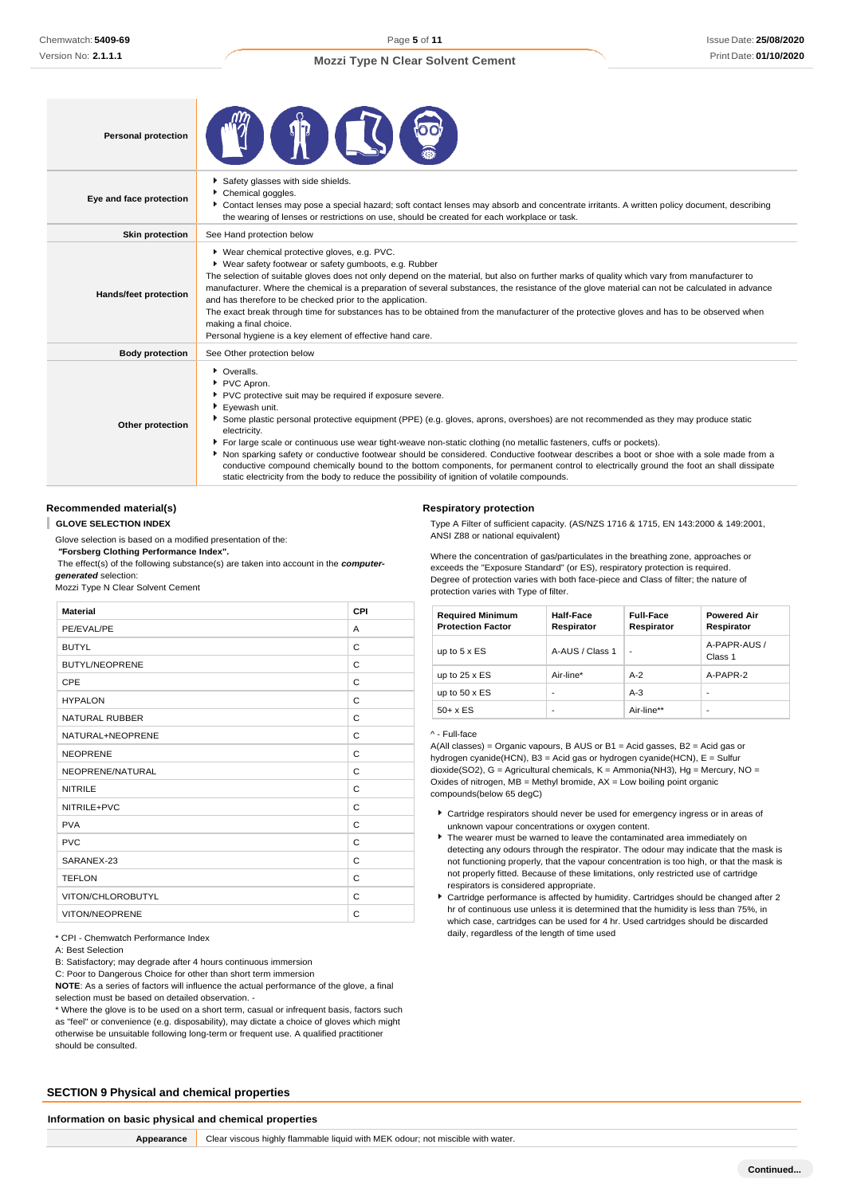| | |
|---|---|
| **Personal protection** | |
| **Eye and face protection** | ▶ Safety glasses with side shields.<br>▶ Chemical goggles.<br>▶ Contact lenses may pose a special hazard; soft contact lenses may absorb and concentrate irritants. A written policy document, describing the wearing of lenses or restrictions on use, should be created for each workplace or task. |
| **Skin protection** | See Hand protection below |
| **Hands/feet protection** | ▶ Wear chemical protective gloves, e.g. PVC.<br>▶ Wear safety footwear or safety gumboots, e.g. Rubber<br>The selection of suitable gloves does not only depend on the material, but also on further marks of quality which vary from manufacturer to manufacturer. Where the chemical is a preparation of several substances, the resistance of the glove material can not be calculated in advance and has therefore to be checked prior to the application.<br>The exact break through time for substances has to be obtained from the manufacturer of the protective gloves and has to be observed when making a final choice.<br>Personal hygiene is a key element of effective hand care. |
| **Body protection** | See Other protection below |
| **Other protection** | ▶ Overalls.<br>▶ PVC Apron.<br>▶ PVC protective suit may be required if exposure severe.<br>▶ Eyewash unit.<br>▶ Some plastic personal protective equipment (PPE) (e.g. gloves, aprons, overshoes) are not recommended as they may produce static electricity.<br>▶ For large scale or continuous use wear tight-weave non-static clothing (no metallic fasteners, cuffs or pockets).<br>▶ Non sparking safety or conductive footwear should be considered. Conductive footwear describes a boot or shoe with a sole made from a conductive compound chemically bound to the bottom components, for permanent control to electrically ground the foot an shall dissipate static electricity from the body to reduce the possibility of ignition of volatile compounds. |

### Recommended material(s)

**GLOVE SELECTION INDEX**

Glove selection is based on a modified presentation of the:

***"Forsberg Clothing Performance Index".***

The effect(s) of the following substance(s) are taken into account in the ***computer-generated*** selection:

Mozzi Type N Clear Solvent Cement

| Material | CPI |
|---|---|
| PE/EVAL/PE | A |
| BUTYL | C |
| BUTYL/NEOPRENE | C |
| CPE | C |
| HYPALON | C |
| NATURAL RUBBER | C |
| NATURAL+NEOPRENE | C |
| NEOPRENE | C |
| NEOPRENE/NATURAL | C |
| NITRILE | C |
| NITRILE+PVC | C |
| PVA | C |
| PVC | C |
| SARANEX-23 | C |
| TEFLON | C |
| VITON/CHLOROBUTYL | C |
| VITON/NEOPRENE | C |

* CPI - Chemwatch Performance Index

A: Best Selection

B: Satisfactory; may degrade after 4 hours continuous immersion

C: Poor to Dangerous Choice for other than short term immersion

**NOTE**: As a series of factors will influence the actual performance of the glove, a final selection must be based on detailed observation. -

* Where the glove is to be used on a short term, casual or infrequent basis, factors such as "feel" or convenience (e.g. disposability), may dictate a choice of gloves which might otherwise be unsuitable following long-term or frequent use. A qualified practitioner should be consulted.

### Respiratory protection

Type A Filter of sufficient capacity. (AS/NZS 1716 & 1715, EN 143:2000 & 149:2001, ANSI Z88 or national equivalent)

Where the concentration of gas/particulates in the breathing zone, approaches or exceeds the "Exposure Standard" (or ES), respiratory protection is required. Degree of protection varies with both face-piece and Class of filter; the nature of protection varies with Type of filter.

| Required Minimum Protection Factor | Half-Face Respirator | Full-Face Respirator | Powered Air Respirator |
|---|---|---|---|
| up to 5 x ES | A-AUS / Class 1 | - | A-PAPR-AUS / Class 1 |
| up to 25 x ES | Air-line* | A-2 | A-PAPR-2 |
| up to 50 x ES | - | A-3 | - |
| 50+ x ES | - | Air-line** | - |

^ - Full-face

A(All classes) = Organic vapours, B AUS or B1 = Acid gasses, B2 = Acid gas or hydrogen cyanide(HCN), B3 = Acid gas or hydrogen cyanide(HCN), E = Sulfur dioxide(SO2), G = Agricultural chemicals, K = Ammonia(NH3), Hg = Mercury, NO = Oxides of nitrogen, MB = Methyl bromide, AX = Low boiling point organic compounds(below 65 degC)

- Cartridge respirators should never be used for emergency ingress or in areas of unknown vapour concentrations or oxygen content.
- The wearer must be warned to leave the contaminated area immediately on detecting any odours through the respirator. The odour may indicate that the mask is not functioning properly, that the vapour concentration is too high, or that the mask is not properly fitted. Because of these limitations, only restricted use of cartridge respirators is considered appropriate.
- Cartridge performance is affected by humidity. Cartridges should be changed after 2 hr of continuous use unless it is determined that the humidity is less than 75%, in which case, cartridges can be used for 4 hr. Used cartridges should be discarded daily, regardless of the length of time used

## SECTION 9 Physical and chemical properties

### Information on basic physical and chemical properties

| | |
|---|---|
| **Appearance** | Clear viscous highly flammable liquid with MEK odour; not miscible with water. |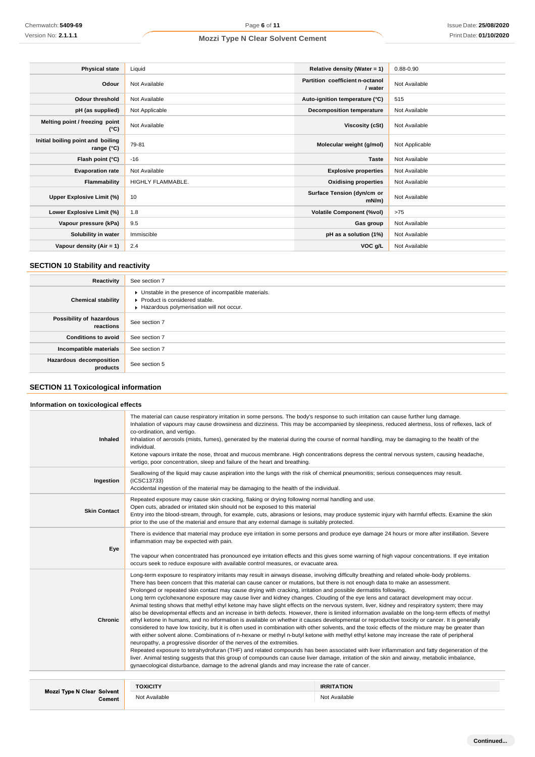| Physical state | Liquid | Relative density (Water = 1) | 0.88-0.90 |
| --- | --- | --- | --- |
| Odour | Not Available | Partition coefficient n-octanol / water | Not Available |
| Odour threshold | Not Available | Auto-ignition temperature (°C) | 515 |
| pH (as supplied) | Not Applicable | Decomposition temperature | Not Available |
| Melting point / freezing point (°C) | Not Available | Viscosity (cSt) | Not Available |
| Initial boiling point and boiling range (°C) | 79-81 | Molecular weight (g/mol) | Not Applicable |
| Flash point (°C) | -16 | Taste | Not Available |
| Evaporation rate | Not Available | Explosive properties | Not Available |
| Flammability | HIGHLY FLAMMABLE. | Oxidising properties | Not Available |
| Upper Explosive Limit (%) | 10 | Surface Tension (dyn/cm or mN/m) | Not Available |
| Lower Explosive Limit (%) | 1.8 | Volatile Component (%vol) | >75 |
| Vapour pressure (kPa) | 9.5 | Gas group | Not Available |
| Solubility in water | Immiscible | pH as a solution (1%) | Not Available |
| Vapour density (Air = 1) | 2.4 | VOC g/L | Not Available |

## SECTION 10 Stability and reactivity

| Reactivity | See section 7 |
| --- | --- |
| Chemical stability | ▸ Unstable in the presence of incompatible materials.<br>▸ Product is considered stable.<br>▸ Hazardous polymerisation will not occur. |
| Possibility of hazardous reactions | See section 7 |
| Conditions to avoid | See section 7 |
| Incompatible materials | See section 7 |
| Hazardous decomposition products | See section 5 |

## SECTION 11 Toxicological information

### Information on toxicological effects

| Inhaled | The material can cause respiratory irritation in some persons. The body's response to such irritation can cause further lung damage.<br>Inhalation of vapours may cause drowsiness and dizziness. This may be accompanied by sleepiness, reduced alertness, loss of reflexes, lack of co-ordination, and vertigo.<br>Inhalation of aerosols (mists, fumes), generated by the material during the course of normal handling, may be damaging to the health of the individual.<br>Ketone vapours irritate the nose, throat and mucous membrane. High concentrations depress the central nervous system, causing headache, vertigo, poor concentration, sleep and failure of the heart and breathing. |
| --- | --- |
| Ingestion | Swallowing of the liquid may cause aspiration into the lungs with the risk of chemical pneumonitis; serious consequences may result. (ICSC13733)<br>Accidental ingestion of the material may be damaging to the health of the individual. |
| Skin Contact | Repeated exposure may cause skin cracking, flaking or drying following normal handling and use.<br>Open cuts, abraded or irritated skin should not be exposed to this material<br>Entry into the blood-stream, through, for example, cuts, abrasions or lesions, may produce systemic injury with harmful effects. Examine the skin prior to the use of the material and ensure that any external damage is suitably protected. |
| Eye | There is evidence that material may produce eye irritation in some persons and produce eye damage 24 hours or more after instillation. Severe inflammation may be expected with pain.<br>The vapour when concentrated has pronounced eye irritation effects and this gives some warning of high vapour concentrations. If eye irritation occurs seek to reduce exposure with available control measures, or evacuate area. |
| Chronic | Long-term exposure to respiratory irritants may result in airways disease, involving difficulty breathing and related whole-body problems.<br>There has been concern that this material can cause cancer or mutations, but there is not enough data to make an assessment.<br>Prolonged or repeated skin contact may cause drying with cracking, irritation and possible dermatitis following.<br>Long term cyclohexanone exposure may cause liver and kidney changes. Clouding of the eye lens and cataract development may occur.<br>Animal testing shows that methyl ethyl ketone may have slight effects on the nervous system, liver, kidney and respiratory system; there may also be developmental effects and an increase in birth defects. However, there is limited information available on the long-term effects of methyl ethyl ketone in humans, and no information is available on whether it causes developmental or reproductive toxicity or cancer. It is generally considered to have low toxicity, but it is often used in combination with other solvents, and the toxic effects of the mixture may be greater than with either solvent alone. Combinations of n-hexane or methyl n-butyl ketone with methyl ethyl ketone may increase the rate of peripheral neuropathy, a progressive disorder of the nerves of the extremities.<br>Repeated exposure to tetrahydrofuran (THF) and related compounds has been associated with liver inflammation and fatty degeneration of the liver. Animal testing suggests that this group of compounds can cause liver damage, irritation of the skin and airway, metabolic imbalance, gynaecological disturbance, damage to the adrenal glands and may increase the rate of cancer. |

| Mozzi Type N Clear Solvent Cement | TOXICITY | IRRITATION |
| --- | --- | --- |
| | Not Available | Not Available |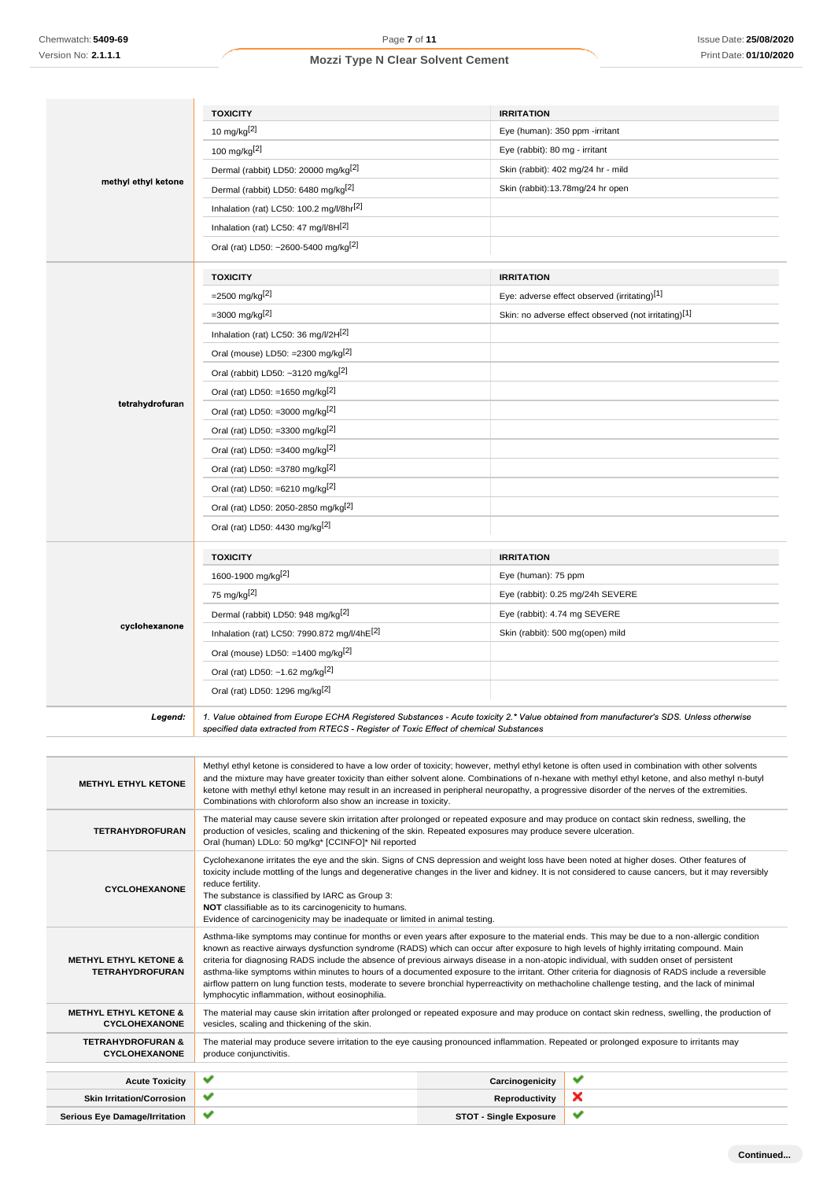| | TOXICITY | IRRITATION |
|---|---|---|
| methyl ethyl ketone | 10 mg/kg[2] | Eye (human): 350 ppm -irritant |
| | 100 mg/kg[2] | Eye (rabbit): 80 mg - irritant |
| | Dermal (rabbit) LD50: 20000 mg/kg[2] | Skin (rabbit): 402 mg/24 hr - mild |
| | Dermal (rabbit) LD50: 6480 mg/kg[2] | Skin (rabbit):13.78mg/24 hr open |
| | Inhalation (rat) LC50: 100.2 mg/l/8hr[2] | |
| | Inhalation (rat) LC50: 47 mg/l/8H[2] | |
| | Oral (rat) LD50: ~2600-5400 mg/kg[2] | |

| | TOXICITY | IRRITATION |
|---|---|---|
| tetrahydrofuran | =2500 mg/kg[2] | Eye: adverse effect observed (irritating)[1] |
| | =3000 mg/kg[2] | Skin: no adverse effect observed (not irritating)[1] |
| | Inhalation (rat) LC50: 36 mg/l/2H[2] | |
| | Oral (mouse) LD50: =2300 mg/kg[2] | |
| | Oral (rabbit) LD50: ~3120 mg/kg[2] | |
| | Oral (rat) LD50: =1650 mg/kg[2] | |
| | Oral (rat) LD50: =3000 mg/kg[2] | |
| | Oral (rat) LD50: =3300 mg/kg[2] | |
| | Oral (rat) LD50: =3400 mg/kg[2] | |
| | Oral (rat) LD50: =3780 mg/kg[2] | |
| | Oral (rat) LD50: =6210 mg/kg[2] | |
| | Oral (rat) LD50: 2050-2850 mg/kg[2] | |
| | Oral (rat) LD50: 4430 mg/kg[2] | |

| | TOXICITY | IRRITATION |
|---|---|---|
| cyclohexanone | 1600-1900 mg/kg[2] | Eye (human): 75 ppm |
| | 75 mg/kg[2] | Eye (rabbit): 0.25 mg/24h SEVERE |
| | Dermal (rabbit) LD50: 948 mg/kg[2] | Eye (rabbit): 4.74 mg SEVERE |
| | Inhalation (rat) LC50: 7990.872 mg/l/4hE[2] | Skin (rabbit): 500 mg(open) mild |
| | Oral (mouse) LD50: =1400 mg/kg[2] | |
| | Oral (rat) LD50: ~1.62 mg/kg[2] | |
| | Oral (rat) LD50: 1296 mg/kg[2] | |

*Legend:* *1. Value obtained from Europe ECHA Registered Substances - Acute toxicity 2.* Value obtained from manufacturer's SDS. Unless otherwise specified data extracted from RTECS - Register of Toxic Effect of chemical Substances*

| | |
|---|---|
| **METHYL ETHYL KETONE** | Methyl ethyl ketone is considered to have a low order of toxicity; however, methyl ethyl ketone is often used in combination with other solvents and the mixture may have greater toxicity than either solvent alone. Combinations of n-hexane with methyl ethyl ketone, and also methyl n-butyl ketone with methyl ethyl ketone may result in an increased in peripheral neuropathy, a progressive disorder of the nerves of the extremities. Combinations with chloroform also show an increase in toxicity. |
| **TETRAHYDROFURAN** | The material may cause severe skin irritation after prolonged or repeated exposure and may produce on contact skin redness, swelling, the production of vesicles, scaling and thickening of the skin. Repeated exposures may produce severe ulceration. Oral (human) LDLo: 50 mg/kg* [CCINFO]* Nil reported |
| **CYCLOHEXANONE** | Cyclohexanone irritates the eye and the skin. Signs of CNS depression and weight loss have been noted at higher doses. Other features of toxicity include mottling of the lungs and degenerative changes in the liver and kidney. It is not considered to cause cancers, but it may reversibly reduce fertility. The substance is classified by IARC as Group 3: **NOT** classifiable as to its carcinogenicity to humans. Evidence of carcinogenicity may be inadequate or limited in animal testing. |
| **METHYL ETHYL KETONE & TETRAHYDROFURAN** | Asthma-like symptoms may continue for months or even years after exposure to the material ends. This may be due to a non-allergic condition known as reactive airways dysfunction syndrome (RADS) which can occur after exposure to high levels of highly irritating compound. Main criteria for diagnosing RADS include the absence of previous airways disease in a non-atopic individual, with sudden onset of persistent asthma-like symptoms within minutes to hours of a documented exposure to the irritant. Other criteria for diagnosis of RADS include a reversible airflow pattern on lung function tests, moderate to severe bronchial hyperreactivity on methacholine challenge testing, and the lack of minimal lymphocytic inflammation, without eosinophilia. |
| **METHYL ETHYL KETONE & CYCLOHEXANONE** | The material may cause skin irritation after prolonged or repeated exposure and may produce on contact skin redness, swelling, the production of vesicles, scaling and thickening of the skin. |
| **TETRAHYDROFURAN & CYCLOHEXANONE** | The material may produce severe irritation to the eye causing pronounced inflammation. Repeated or prolonged exposure to irritants may produce conjunctivitis. |

| | | | |
|---|---|---|---|
| **Acute Toxicity** | ✔ | **Carcinogenicity** | ✔ |
| **Skin Irritation/Corrosion** | ✔ | **Reproductivity** | ✘ |
| **Serious Eye Damage/Irritation** | ✔ | **STOT - Single Exposure** | ✔ |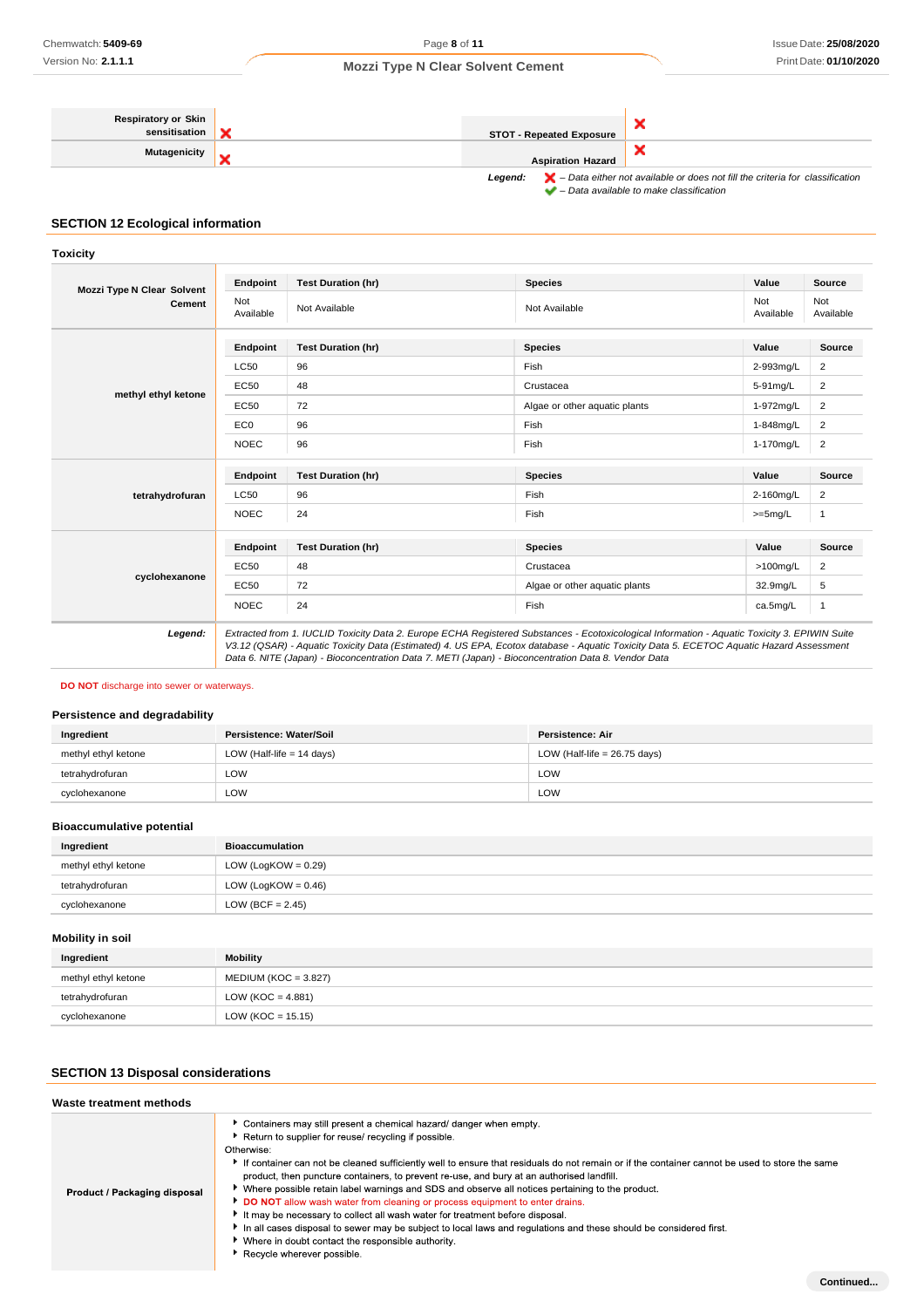| | | | |
|---|---|---|---|
| **Respiratory or Skin sensitisation** | ❌ | **STOT - Repeated Exposure** | ❌ |
| **Mutagenicity** | ❌ | **Aspiration Hazard** | ❌ |

**Legend:** ❌ – Data either not available or does not fill the criteria for classification
✔ – Data available to make classification

## SECTION 12 Ecological information

### Toxicity

| | Endpoint | Test Duration (hr) | Species | Value | Source |
|---|---|---|---|---|---|
| **Mozzi Type N Clear Solvent Cement** | Not Available | Not Available | Not Available | Not Available | Not Available |
| **methyl ethyl ketone** | **Endpoint** | **Test Duration (hr)** | **Species** | **Value** | **Source** |
| | LC50 | 96 | Fish | 2-993mg/L | 2 |
| | EC50 | 48 | Crustacea | 5-91mg/L | 2 |
| | EC50 | 72 | Algae or other aquatic plants | 1-972mg/L | 2 |
| | EC0 | 96 | Fish | 1-848mg/L | 2 |
| | NOEC | 96 | Fish | 1-170mg/L | 2 |
| **tetrahydrofuran** | **Endpoint** | **Test Duration (hr)** | **Species** | **Value** | **Source** |
| | LC50 | 96 | Fish | 2-160mg/L | 2 |
| | NOEC | 24 | Fish | >=5mg/L | 1 |
| **cyclohexanone** | **Endpoint** | **Test Duration (hr)** | **Species** | **Value** | **Source** |
| | EC50 | 48 | Crustacea | >100mg/L | 2 |
| | EC50 | 72 | Algae or other aquatic plants | 32.9mg/L | 5 |
| | NOEC | 24 | Fish | ca.5mg/L | 1 |
| ***Legend:*** | *Extracted from 1. IUCLID Toxicity Data 2. Europe ECHA Registered Substances - Ecotoxicological Information - Aquatic Toxicity 3. EPIWIN Suite V3.12 (QSAR) - Aquatic Toxicity Data (Estimated) 4. US EPA, Ecotox database - Aquatic Toxicity Data 5. ECETOC Aquatic Hazard Assessment Data 6. NITE (Japan) - Bioconcentration Data 7. METI (Japan) - Bioconcentration Data 8. Vendor Data* | | | | |

**DO NOT** discharge into sewer or waterways.

### Persistence and degradability

| Ingredient | Persistence: Water/Soil | Persistence: Air |
|---|---|---|
| methyl ethyl ketone | LOW (Half-life = 14 days) | LOW (Half-life = 26.75 days) |
| tetrahydrofuran | LOW | LOW |
| cyclohexanone | LOW | LOW |

### Bioaccumulative potential

| Ingredient | Bioaccumulation |
|---|---|
| methyl ethyl ketone | LOW (LogKOW = 0.29) |
| tetrahydrofuran | LOW (LogKOW = 0.46) |
| cyclohexanone | LOW (BCF = 2.45) |

### Mobility in soil

| Ingredient | Mobility |
|---|---|
| methyl ethyl ketone | MEDIUM (KOC = 3.827) |
| tetrahydrofuran | LOW (KOC = 4.881) |
| cyclohexanone | LOW (KOC = 15.15) |

## SECTION 13 Disposal considerations

### Waste treatment methods

**Product / Packaging disposal**

- Containers may still present a chemical hazard/ danger when empty.
- Return to supplier for reuse/ recycling if possible.

Otherwise:

- If container can not be cleaned sufficiently well to ensure that residuals do not remain or if the container cannot be used to store the same product, then puncture containers, to prevent re-use, and bury at an authorised landfill.
- Where possible retain label warnings and SDS and observe all notices pertaining to the product.
- **DO NOT** allow wash water from cleaning or process equipment to enter drains.
- It may be necessary to collect all wash water for treatment before disposal.
- In all cases disposal to sewer may be subject to local laws and regulations and these should be considered first.
- Where in doubt contact the responsible authority.
- Recycle wherever possible.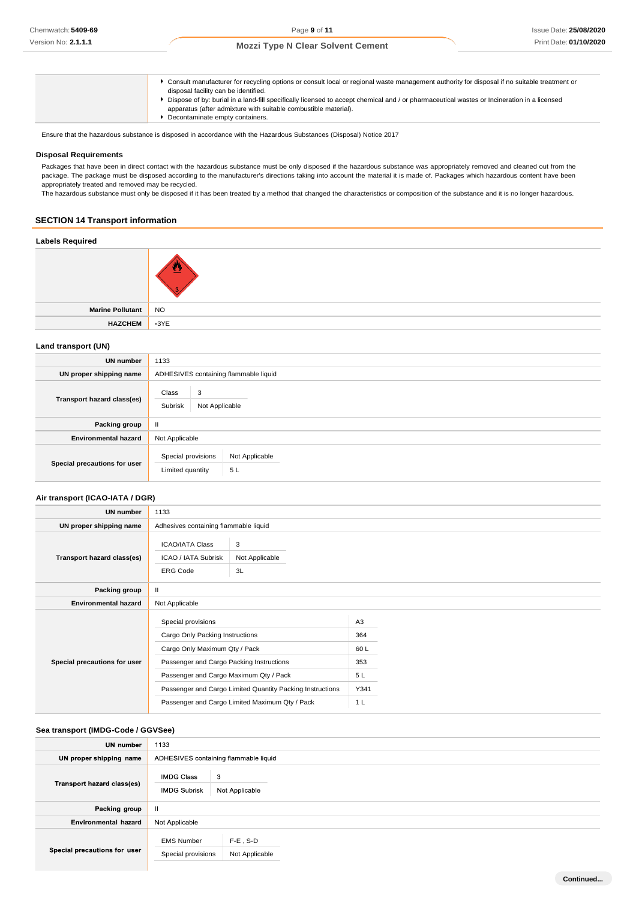| | |
|---|---|
| | ▸ Consult manufacturer for recycling options or consult local or regional waste management authority for disposal if no suitable treatment or disposal facility can be identified.<br>▸ Dispose of by: burial in a land-fill specifically licensed to accept chemical and / or pharmaceutical wastes or Incineration in a licensed apparatus (after admixture with suitable combustible material).<br>▸ Decontaminate empty containers. |

Ensure that the hazardous substance is disposed in accordance with the Hazardous Substances (Disposal) Notice 2017

### Disposal Requirements

Packages that have been in direct contact with the hazardous substance must be only disposed if the hazardous substance was appropriately removed and cleaned out from the package. The package must be disposed according to the manufacturer's directions taking into account the material it is made of. Packages which hazardous content have been appropriately treated and removed may be recycled.
The hazardous substance must only be disposed if it has been treated by a method that changed the characteristics or composition of the substance and it is no longer hazardous.

## SECTION 14 Transport information

### Labels Required

| | |
|---|---|
| | 3 |
| **Marine Pollutant** | NO |
| **HAZCHEM** | •3YE |

### Land transport (UN)

| | |
|---|---|
| **UN number** | 1133 |
| **UN proper shipping name** | ADHESIVES containing flammable liquid |
| **Transport hazard class(es)** | Class: 3<br>Subrisk: Not Applicable |
| **Packing group** | II |
| **Environmental hazard** | Not Applicable |
| **Special precautions for user** | Special provisions: Not Applicable<br>Limited quantity: 5 L |

### Air transport (ICAO-IATA / DGR)

| | |
|---|---|
| **UN number** | 1133 |
| **UN proper shipping name** | Adhesives containing flammable liquid |
| **Transport hazard class(es)** | ICAO/IATA Class: 3<br>ICAO / IATA Subrisk: Not Applicable<br>ERG Code: 3L |
| **Packing group** | II |
| **Environmental hazard** | Not Applicable |
| **Special precautions for user** | Special provisions: A3<br>Cargo Only Packing Instructions: 364<br>Cargo Only Maximum Qty / Pack: 60 L<br>Passenger and Cargo Packing Instructions: 353<br>Passenger and Cargo Maximum Qty / Pack: 5 L<br>Passenger and Cargo Limited Quantity Packing Instructions: Y341<br>Passenger and Cargo Limited Maximum Qty / Pack: 1 L |

### Sea transport (IMDG-Code / GGVSee)

| | |
|---|---|
| **UN number** | 1133 |
| **UN proper shipping name** | ADHESIVES containing flammable liquid |
| **Transport hazard class(es)** | IMDG Class: 3<br>IMDG Subrisk: Not Applicable |
| **Packing group** | II |
| **Environmental hazard** | Not Applicable |
| **Special precautions for user** | EMS Number: F-E , S-D<br>Special provisions: Not Applicable |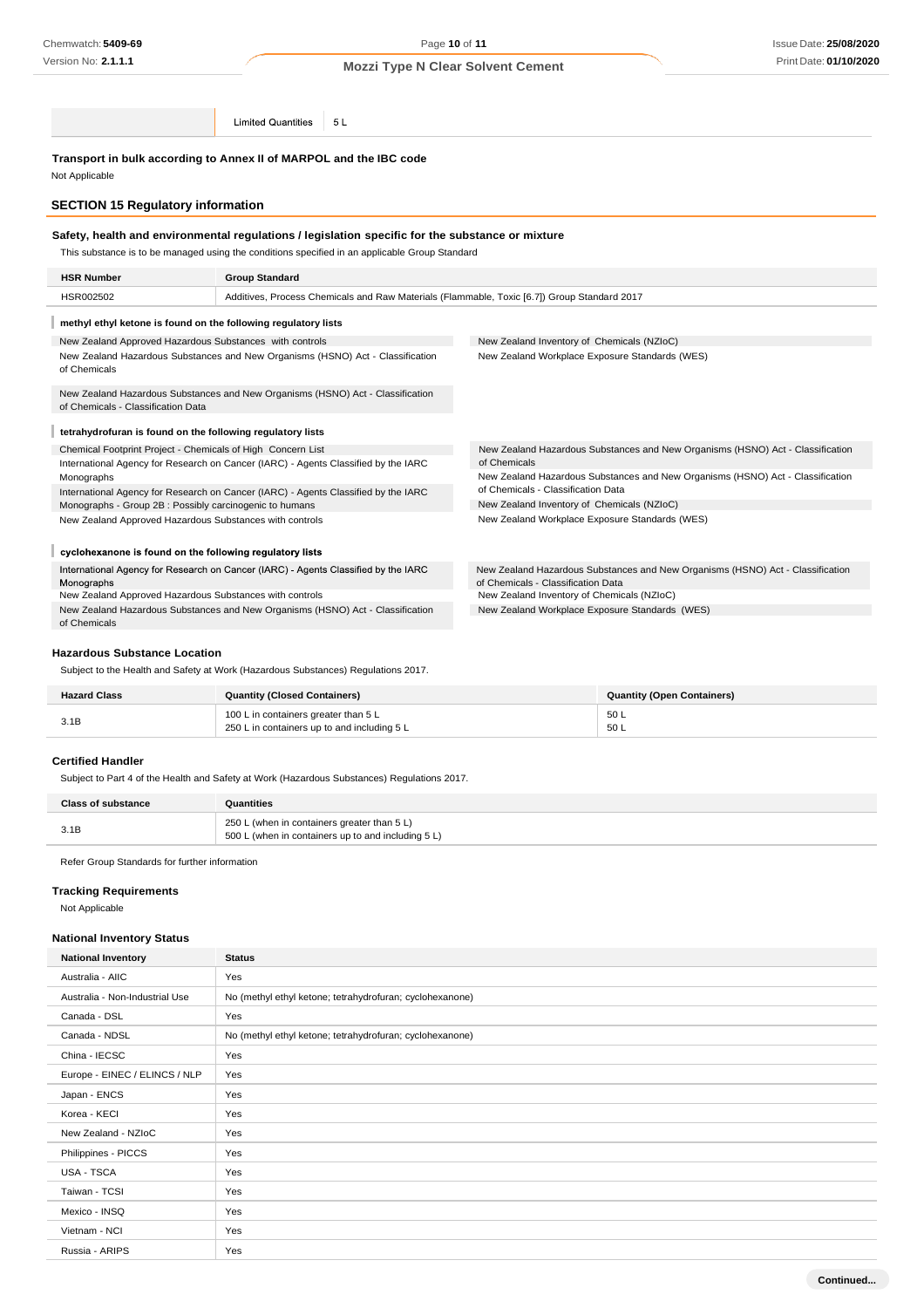| | |
|---|---|
| Limited Quantities | 5 L |

**Transport in bulk according to Annex II of MARPOL and the IBC code**

Not Applicable

## SECTION 15 Regulatory information

**Safety, health and environmental regulations / legislation specific for the substance or mixture**

This substance is to be managed using the conditions specified in an applicable Group Standard

| HSR Number | Group Standard |
|---|---|
| HSR002502 | Additives, Process Chemicals and Raw Materials (Flammable, Toxic [6.7]) Group Standard 2017 |

**methyl ethyl ketone is found on the following regulatory lists**

New Zealand Approved Hazardous Substances with controls

New Zealand Hazardous Substances and New Organisms (HSNO) Act - Classification of Chemicals

New Zealand Hazardous Substances and New Organisms (HSNO) Act - Classification of Chemicals - Classification Data

New Zealand Inventory of Chemicals (NZIoC)

New Zealand Workplace Exposure Standards (WES)

**tetrahydrofuran is found on the following regulatory lists**

Chemical Footprint Project - Chemicals of High Concern List

International Agency for Research on Cancer (IARC) - Agents Classified by the IARC Monographs

International Agency for Research on Cancer (IARC) - Agents Classified by the IARC Monographs - Group 2B : Possibly carcinogenic to humans

New Zealand Approved Hazardous Substances with controls

New Zealand Hazardous Substances and New Organisms (HSNO) Act - Classification of Chemicals

New Zealand Hazardous Substances and New Organisms (HSNO) Act - Classification of Chemicals - Classification Data

New Zealand Inventory of Chemicals (NZIoC)

New Zealand Workplace Exposure Standards (WES)

**cyclohexanone is found on the following regulatory lists**

International Agency for Research on Cancer (IARC) - Agents Classified by the IARC Monographs

New Zealand Approved Hazardous Substances with controls

New Zealand Hazardous Substances and New Organisms (HSNO) Act - Classification of Chemicals

New Zealand Hazardous Substances and New Organisms (HSNO) Act - Classification of Chemicals - Classification Data

New Zealand Inventory of Chemicals (NZIoC)

New Zealand Workplace Exposure Standards (WES)

### Hazardous Substance Location

Subject to the Health and Safety at Work (Hazardous Substances) Regulations 2017.

| Hazard Class | Quantity (Closed Containers) | Quantity (Open Containers) |
|---|---|---|
| 3.1B | 100 L in containers greater than 5 L<br>250 L in containers up to and including 5 L | 50 L<br>50 L |

### Certified Handler

Subject to Part 4 of the Health and Safety at Work (Hazardous Substances) Regulations 2017.

| Class of substance | Quantities |
|---|---|
| 3.1B | 250 L (when in containers greater than 5 L)<br>500 L (when in containers up to and including 5 L) |

Refer Group Standards for further information

### Tracking Requirements

Not Applicable

### National Inventory Status

| National Inventory | Status |
|---|---|
| Australia - AIIC | Yes |
| Australia - Non-Industrial Use | No (methyl ethyl ketone; tetrahydrofuran; cyclohexanone) |
| Canada - DSL | Yes |
| Canada - NDSL | No (methyl ethyl ketone; tetrahydrofuran; cyclohexanone) |
| China - IECSC | Yes |
| Europe - EINEC / ELINCS / NLP | Yes |
| Japan - ENCS | Yes |
| Korea - KECI | Yes |
| New Zealand - NZIoC | Yes |
| Philippines - PICCS | Yes |
| USA - TSCA | Yes |
| Taiwan - TCSI | Yes |
| Mexico - INSQ | Yes |
| Vietnam - NCI | Yes |
| Russia - ARIPS | Yes |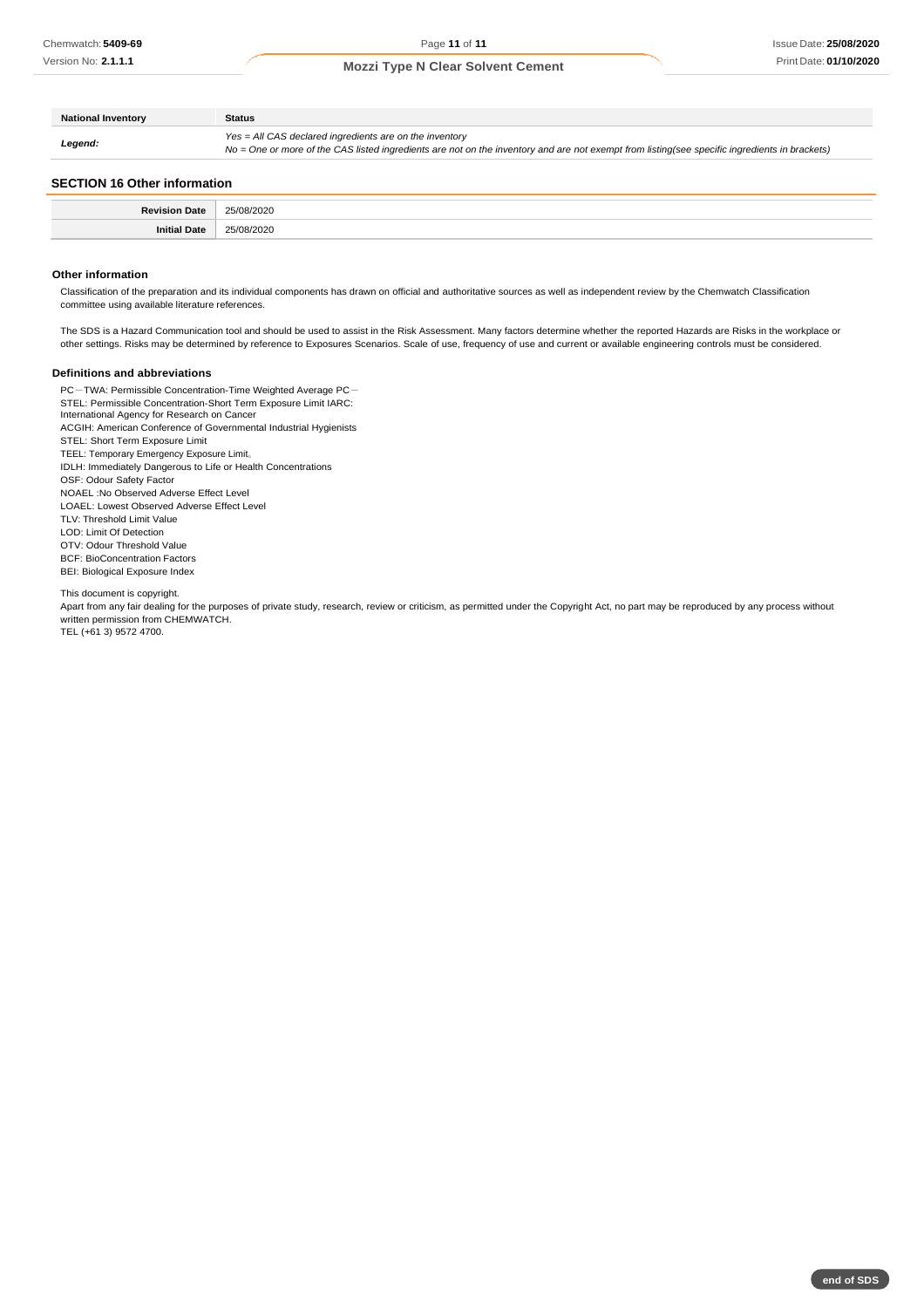| National Inventory | Status |
| --- | --- |
| ***Legend:*** | *Yes = All CAS declared ingredients are on the inventory*<br>*No = One or more of the CAS listed ingredients are not on the inventory and are not exempt from listing(see specific ingredients in brackets)* |

## SECTION 16 Other information

| | |
| --- | --- |
| **Revision Date** | 25/08/2020 |
| **Initial Date** | 25/08/2020 |

### Other information

Classification of the preparation and its individual components has drawn on official and authoritative sources as well as independent review by the Chemwatch Classification committee using available literature references.

The SDS is a Hazard Communication tool and should be used to assist in the Risk Assessment. Many factors determine whether the reported Hazards are Risks in the workplace or other settings. Risks may be determined by reference to Exposures Scenarios. Scale of use, frequency of use and current or available engineering controls must be considered.

### Definitions and abbreviations

PC－TWA: Permissible Concentration-Time Weighted Average PC－
STEL: Permissible Concentration-Short Term Exposure Limit IARC:
International Agency for Research on Cancer
ACGIH: American Conference of Governmental Industrial Hygienists
STEL: Short Term Exposure Limit
TEEL: Temporary Emergency Exposure Limit。
IDLH: Immediately Dangerous to Life or Health Concentrations
OSF: Odour Safety Factor
NOAEL :No Observed Adverse Effect Level
LOAEL: Lowest Observed Adverse Effect Level
TLV: Threshold Limit Value
LOD: Limit Of Detection
OTV: Odour Threshold Value
BCF: BioConcentration Factors
BEI: Biological Exposure Index

This document is copyright.
Apart from any fair dealing for the purposes of private study, research, review or criticism, as permitted under the Copyright Act, no part may be reproduced by any process without written permission from CHEMWATCH.
TEL (+61 3) 9572 4700.

**end of SDS**